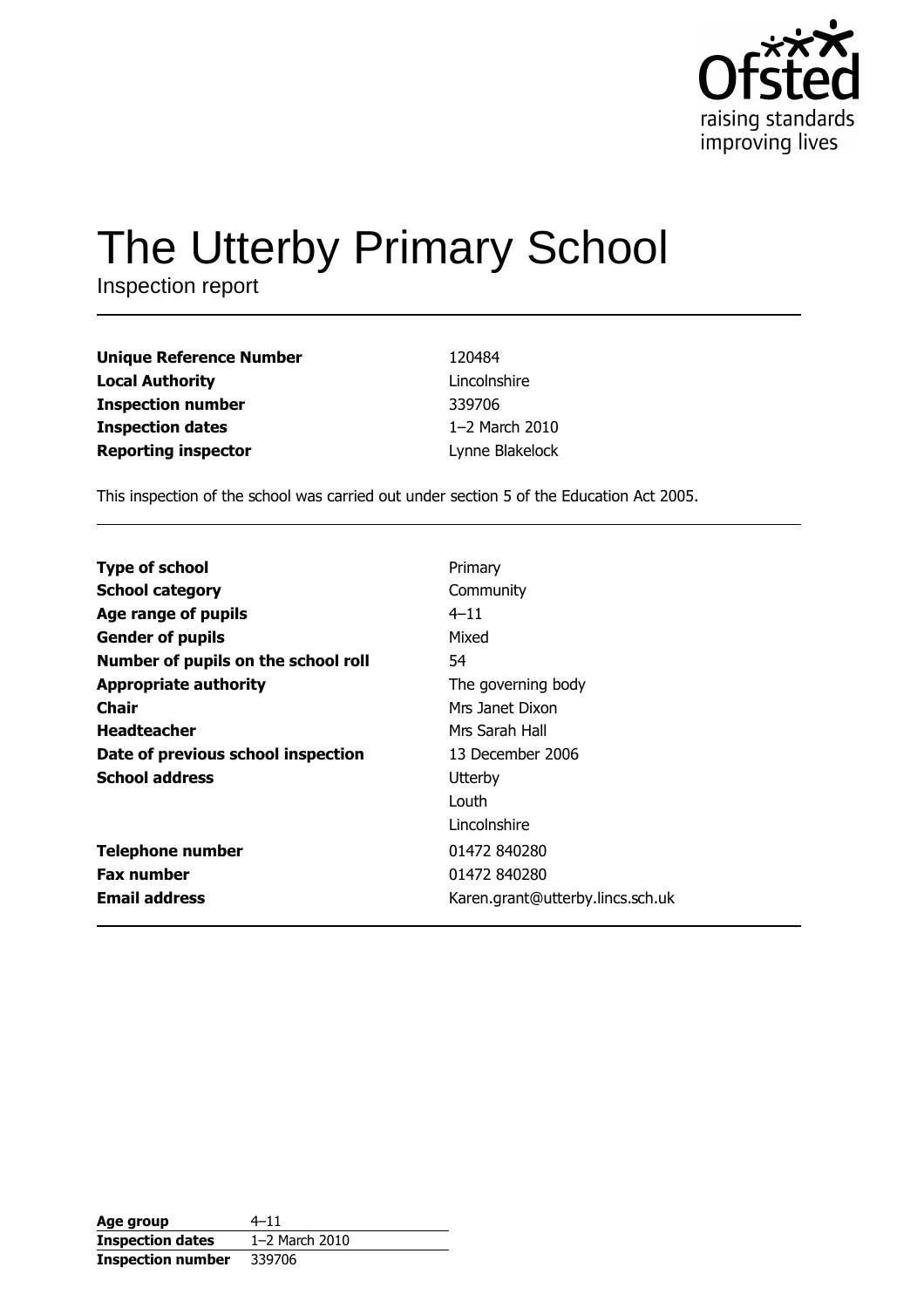Ofsted
raising standards
improving lives

# The Utterby Primary School

Inspection report

| | |
|---|---|
| **Unique Reference Number** | 120484 |
| **Local Authority** | Lincolnshire |
| **Inspection number** | 339706 |
| **Inspection dates** | 1–2 March 2010 |
| **Reporting inspector** | Lynne Blakelock |

This inspection of the school was carried out under section 5 of the Education Act 2005.

| | |
|---|---|
| **Type of school** | Primary |
| **School category** | Community |
| **Age range of pupils** | 4–11 |
| **Gender of pupils** | Mixed |
| **Number of pupils on the school roll** | 54 |
| **Appropriate authority** | The governing body |
| **Chair** | Mrs Janet Dixon |
| **Headteacher** | Mrs Sarah Hall |
| **Date of previous school inspection** | 13 December 2006 |
| **School address** | Utterby<br>Louth<br>Lincolnshire |
| **Telephone number** | 01472 840280 |
| **Fax number** | 01472 840280 |
| **Email address** | Karen.grant@utterby.lincs.sch.uk |

| | |
|---|---|
| **Age group** | 4–11 |
| **Inspection dates** | 1–2 March 2010 |
| **Inspection number** | 339706 |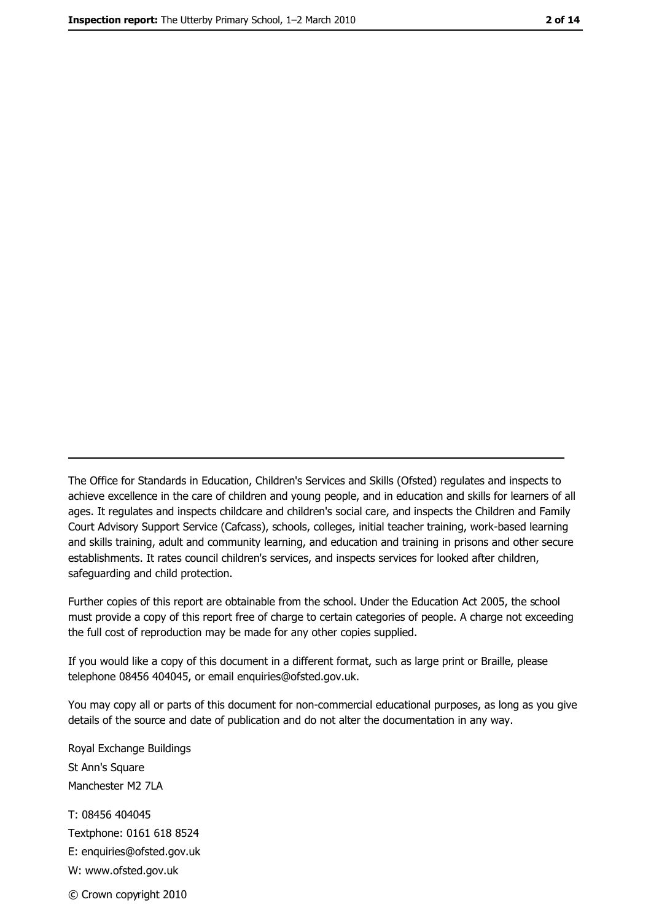The Office for Standards in Education, Children's Services and Skills (Ofsted) regulates and inspects to achieve excellence in the care of children and young people, and in education and skills for learners of all ages. It regulates and inspects childcare and children's social care, and inspects the Children and Family Court Advisory Support Service (Cafcass), schools, colleges, initial teacher training, work-based learning and skills training, adult and community learning, and education and training in prisons and other secure establishments. It rates council children's services, and inspects services for looked after children, safeguarding and child protection.

Further copies of this report are obtainable from the school. Under the Education Act 2005, the school must provide a copy of this report free of charge to certain categories of people. A charge not exceeding the full cost of reproduction may be made for any other copies supplied.

If you would like a copy of this document in a different format, such as large print or Braille, please telephone 08456 404045, or email enquiries@ofsted.gov.uk.

You may copy all or parts of this document for non-commercial educational purposes, as long as you give details of the source and date of publication and do not alter the documentation in any way.

Royal Exchange Buildings
St Ann's Square
Manchester M2 7LA

T: 08456 404045
Textphone: 0161 618 8524
E: enquiries@ofsted.gov.uk
W: www.ofsted.gov.uk

© Crown copyright 2010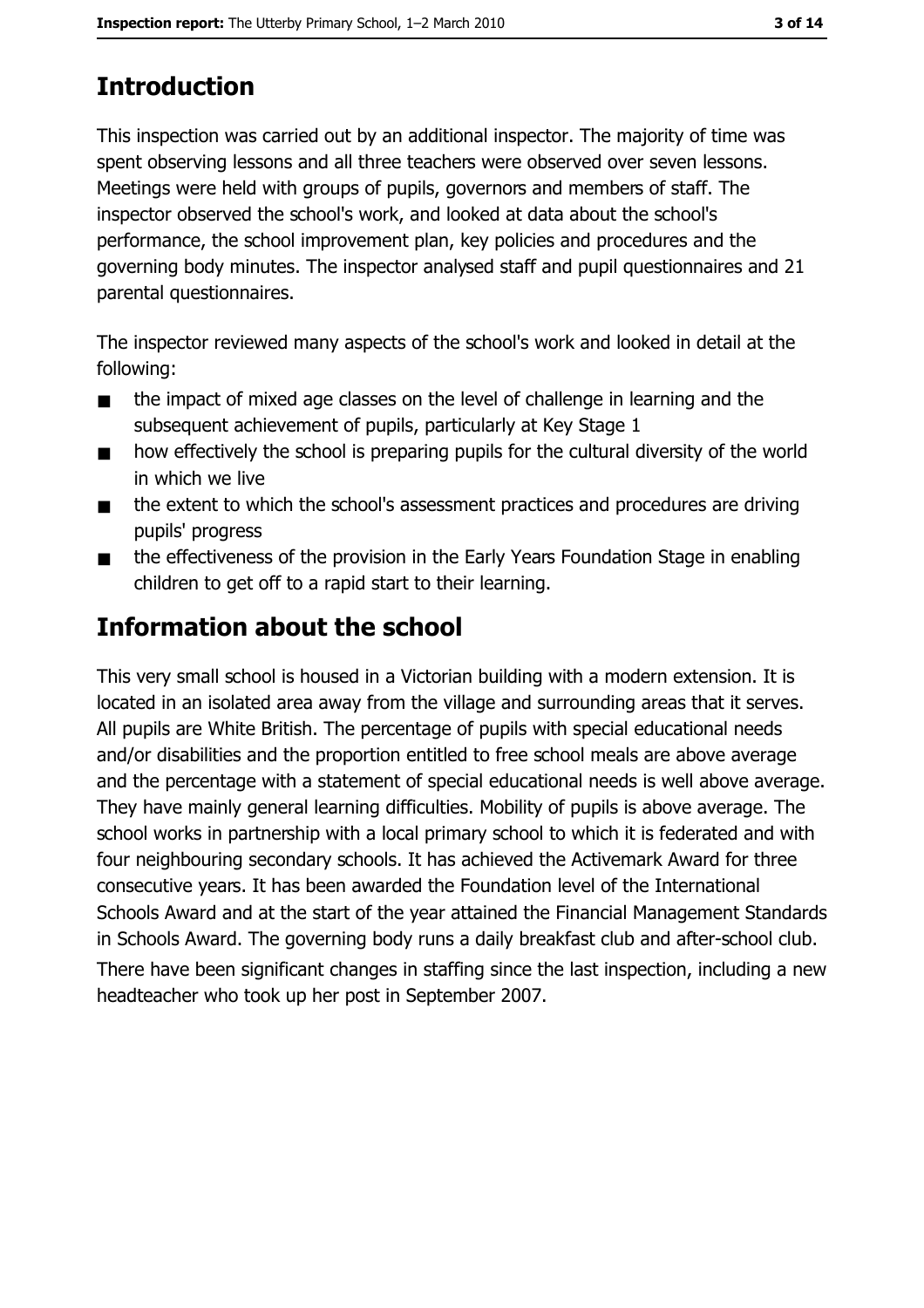## Introduction

This inspection was carried out by an additional inspector. The majority of time was spent observing lessons and all three teachers were observed over seven lessons. Meetings were held with groups of pupils, governors and members of staff. The inspector observed the school's work, and looked at data about the school's performance, the school improvement plan, key policies and procedures and the governing body minutes. The inspector analysed staff and pupil questionnaires and 21 parental questionnaires.

The inspector reviewed many aspects of the school's work and looked in detail at the following:

- the impact of mixed age classes on the level of challenge in learning and the subsequent achievement of pupils, particularly at Key Stage 1
- how effectively the school is preparing pupils for the cultural diversity of the world in which we live
- the extent to which the school's assessment practices and procedures are driving pupils' progress
- the effectiveness of the provision in the Early Years Foundation Stage in enabling children to get off to a rapid start to their learning.

## Information about the school

This very small school is housed in a Victorian building with a modern extension. It is located in an isolated area away from the village and surrounding areas that it serves. All pupils are White British. The percentage of pupils with special educational needs and/or disabilities and the proportion entitled to free school meals are above average and the percentage with a statement of special educational needs is well above average. They have mainly general learning difficulties. Mobility of pupils is above average. The school works in partnership with a local primary school to which it is federated and with four neighbouring secondary schools. It has achieved the Activemark Award for three consecutive years. It has been awarded the Foundation level of the International Schools Award and at the start of the year attained the Financial Management Standards in Schools Award. The governing body runs a daily breakfast club and after-school club.

There have been significant changes in staffing since the last inspection, including a new headteacher who took up her post in September 2007.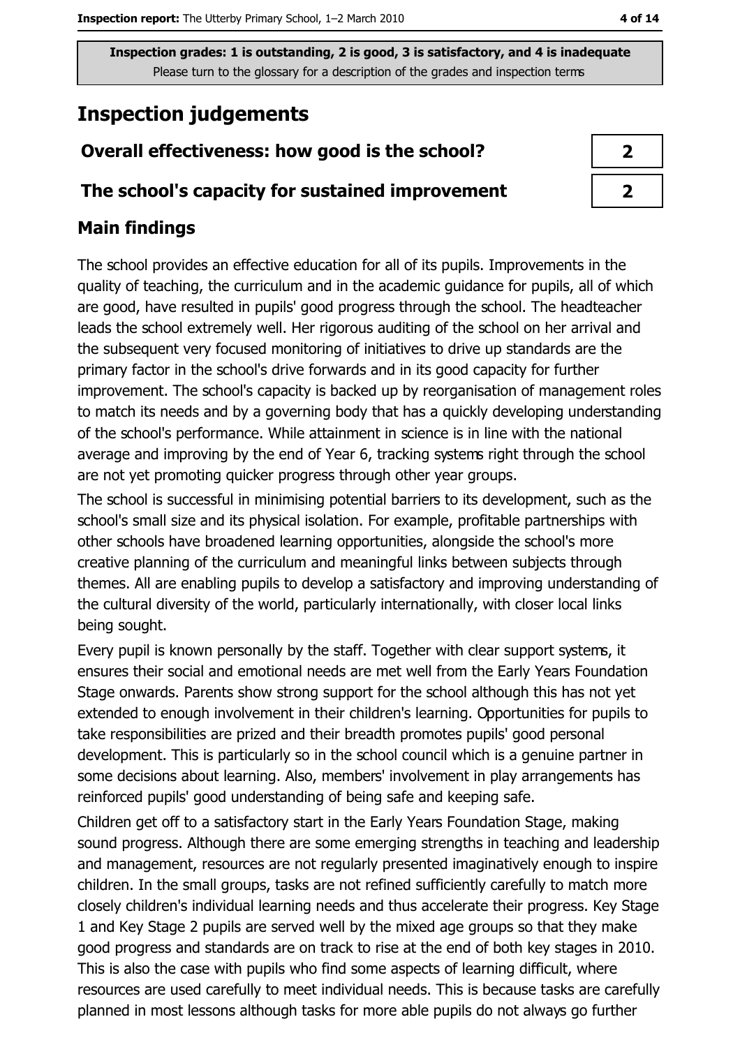Inspection grades: 1 is outstanding, 2 is good, 3 is satisfactory, and 4 is inadequate
Please turn to the glossary for a description of the grades and inspection terms

## Inspection judgements

| | |
|---|---|
| **Overall effectiveness: how good is the school?** | 2 |
| **The school's capacity for sustained improvement** | 2 |

### Main findings

The school provides an effective education for all of its pupils. Improvements in the quality of teaching, the curriculum and in the academic guidance for pupils, all of which are good, have resulted in pupils' good progress through the school. The headteacher leads the school extremely well. Her rigorous auditing of the school on her arrival and the subsequent very focused monitoring of initiatives to drive up standards are the primary factor in the school's drive forwards and in its good capacity for further improvement. The school's capacity is backed up by reorganisation of management roles to match its needs and by a governing body that has a quickly developing understanding of the school's performance. While attainment in science is in line with the national average and improving by the end of Year 6, tracking systems right through the school are not yet promoting quicker progress through other year groups.

The school is successful in minimising potential barriers to its development, such as the school's small size and its physical isolation. For example, profitable partnerships with other schools have broadened learning opportunities, alongside the school's more creative planning of the curriculum and meaningful links between subjects through themes. All are enabling pupils to develop a satisfactory and improving understanding of the cultural diversity of the world, particularly internationally, with closer local links being sought.

Every pupil is known personally by the staff. Together with clear support systems, it ensures their social and emotional needs are met well from the Early Years Foundation Stage onwards. Parents show strong support for the school although this has not yet extended to enough involvement in their children's learning. Opportunities for pupils to take responsibilities are prized and their breadth promotes pupils' good personal development. This is particularly so in the school council which is a genuine partner in some decisions about learning. Also, members' involvement in play arrangements has reinforced pupils' good understanding of being safe and keeping safe.

Children get off to a satisfactory start in the Early Years Foundation Stage, making sound progress. Although there are some emerging strengths in teaching and leadership and management, resources are not regularly presented imaginatively enough to inspire children. In the small groups, tasks are not refined sufficiently carefully to match more closely children's individual learning needs and thus accelerate their progress. Key Stage 1 and Key Stage 2 pupils are served well by the mixed age groups so that they make good progress and standards are on track to rise at the end of both key stages in 2010. This is also the case with pupils who find some aspects of learning difficult, where resources are used carefully to meet individual needs. This is because tasks are carefully planned in most lessons although tasks for more able pupils do not always go further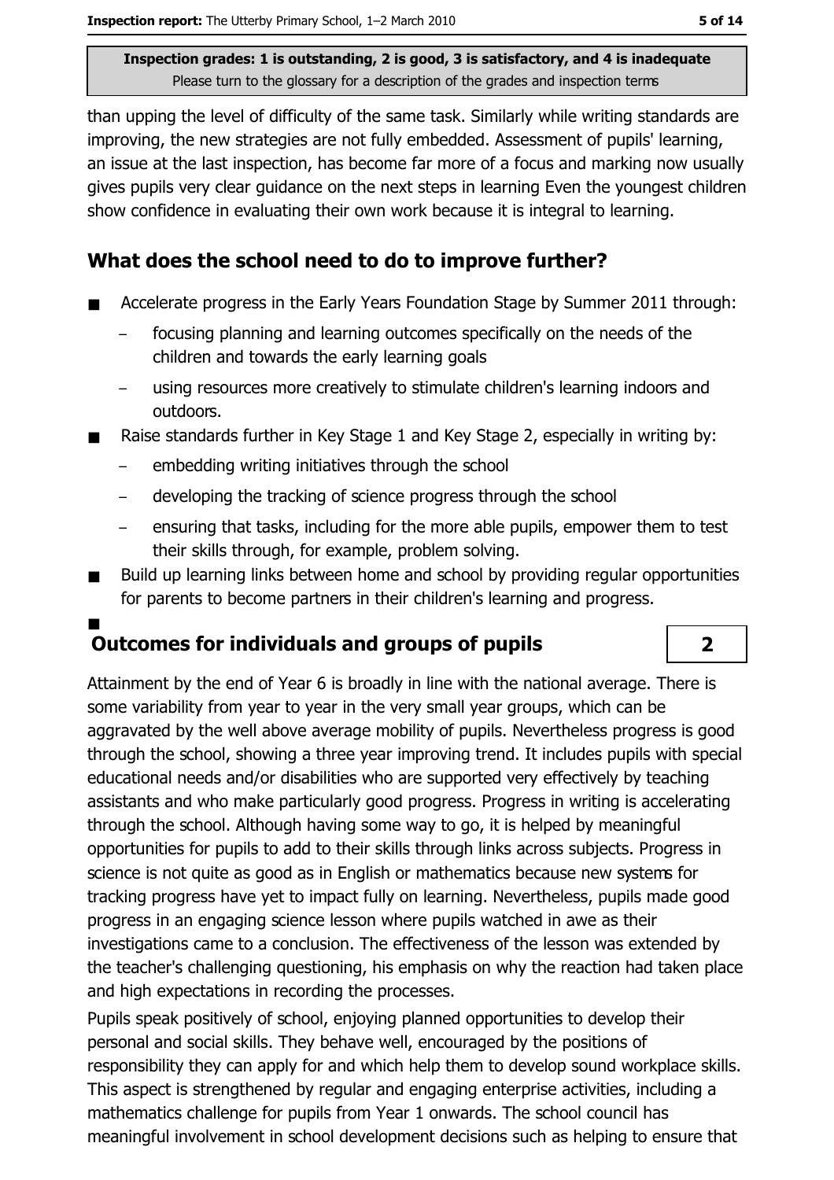than upping the level of difficulty of the same task. Similarly while writing standards are improving, the new strategies are not fully embedded. Assessment of pupils' learning, an issue at the last inspection, has become far more of a focus and marking now usually gives pupils very clear guidance on the next steps in learning Even the youngest children show confidence in evaluating their own work because it is integral to learning.

## What does the school need to do to improve further?

- Accelerate progress in the Early Years Foundation Stage by Summer 2011 through:
  - focusing planning and learning outcomes specifically on the needs of the children and towards the early learning goals
  - using resources more creatively to stimulate children's learning indoors and outdoors.
- Raise standards further in Key Stage 1 and Key Stage 2, especially in writing by:
  - embedding writing initiatives through the school
  - developing the tracking of science progress through the school
  - ensuring that tasks, including for the more able pupils, empower them to test their skills through, for example, problem solving.
- Build up learning links between home and school by providing regular opportunities for parents to become partners in their children's learning and progress.

## Outcomes for individuals and groups of pupils — 2

Attainment by the end of Year 6 is broadly in line with the national average. There is some variability from year to year in the very small year groups, which can be aggravated by the well above average mobility of pupils. Nevertheless progress is good through the school, showing a three year improving trend. It includes pupils with special educational needs and/or disabilities who are supported very effectively by teaching assistants and who make particularly good progress. Progress in writing is accelerating through the school. Although having some way to go, it is helped by meaningful opportunities for pupils to add to their skills through links across subjects. Progress in science is not quite as good as in English or mathematics because new systems for tracking progress have yet to impact fully on learning. Nevertheless, pupils made good progress in an engaging science lesson where pupils watched in awe as their investigations came to a conclusion. The effectiveness of the lesson was extended by the teacher's challenging questioning, his emphasis on why the reaction had taken place and high expectations in recording the processes.

Pupils speak positively of school, enjoying planned opportunities to develop their personal and social skills. They behave well, encouraged by the positions of responsibility they can apply for and which help them to develop sound workplace skills. This aspect is strengthened by regular and engaging enterprise activities, including a mathematics challenge for pupils from Year 1 onwards. The school council has meaningful involvement in school development decisions such as helping to ensure that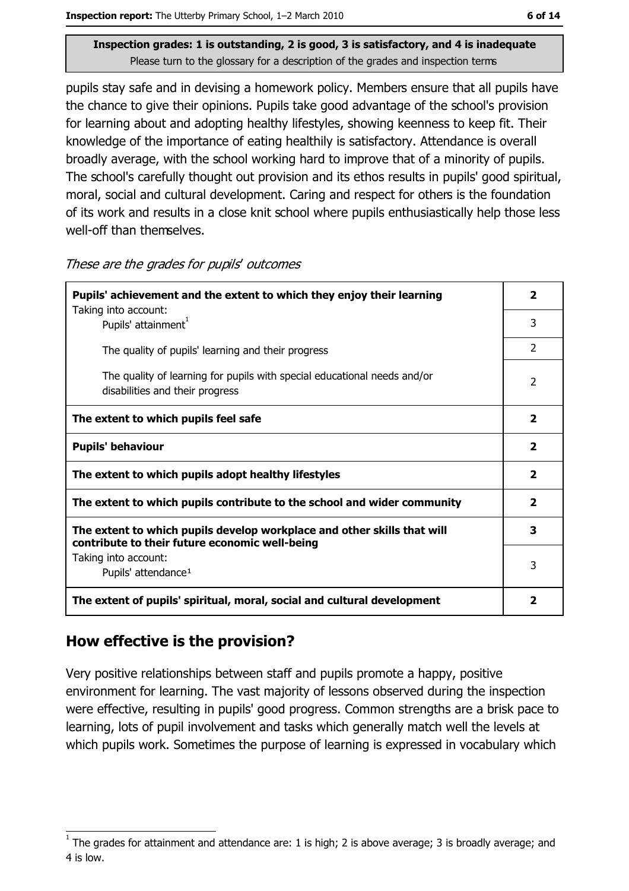**Inspection grades: 1 is outstanding, 2 is good, 3 is satisfactory, and 4 is inadequate**
Please turn to the glossary for a description of the grades and inspection terms

pupils stay safe and in devising a homework policy. Members ensure that all pupils have the chance to give their opinions. Pupils take good advantage of the school's provision for learning about and adopting healthy lifestyles, showing keenness to keep fit. Their knowledge of the importance of eating healthily is satisfactory. Attendance is overall broadly average, with the school working hard to improve that of a minority of pupils. The school's carefully thought out provision and its ethos results in pupils' good spiritual, moral, social and cultural development. Caring and respect for others is the foundation of its work and results in a close knit school where pupils enthusiastically help those less well-off than themselves.

*These are the grades for pupils' outcomes*

| | |
|---|---|
| **Pupils' achievement and the extent to which they enjoy their learning** | **2** |
| Taking into account: Pupils' attainment[1] | 3 |
| The quality of pupils' learning and their progress | 2 |
| The quality of learning for pupils with special educational needs and/or disabilities and their progress | 2 |
| **The extent to which pupils feel safe** | **2** |
| **Pupils' behaviour** | **2** |
| **The extent to which pupils adopt healthy lifestyles** | **2** |
| **The extent to which pupils contribute to the school and wider community** | **2** |
| **The extent to which pupils develop workplace and other skills that will contribute to their future economic well-being** | **3** |
| Taking into account: Pupils' attendance[1] | 3 |
| **The extent of pupils' spiritual, moral, social and cultural development** | **2** |

## How effective is the provision?

Very positive relationships between staff and pupils promote a happy, positive environment for learning. The vast majority of lessons observed during the inspection were effective, resulting in pupils' good progress. Common strengths are a brisk pace to learning, lots of pupil involvement and tasks which generally match well the levels at which pupils work. Sometimes the purpose of learning is expressed in vocabulary which

[1] The grades for attainment and attendance are: 1 is high; 2 is above average; 3 is broadly average; and 4 is low.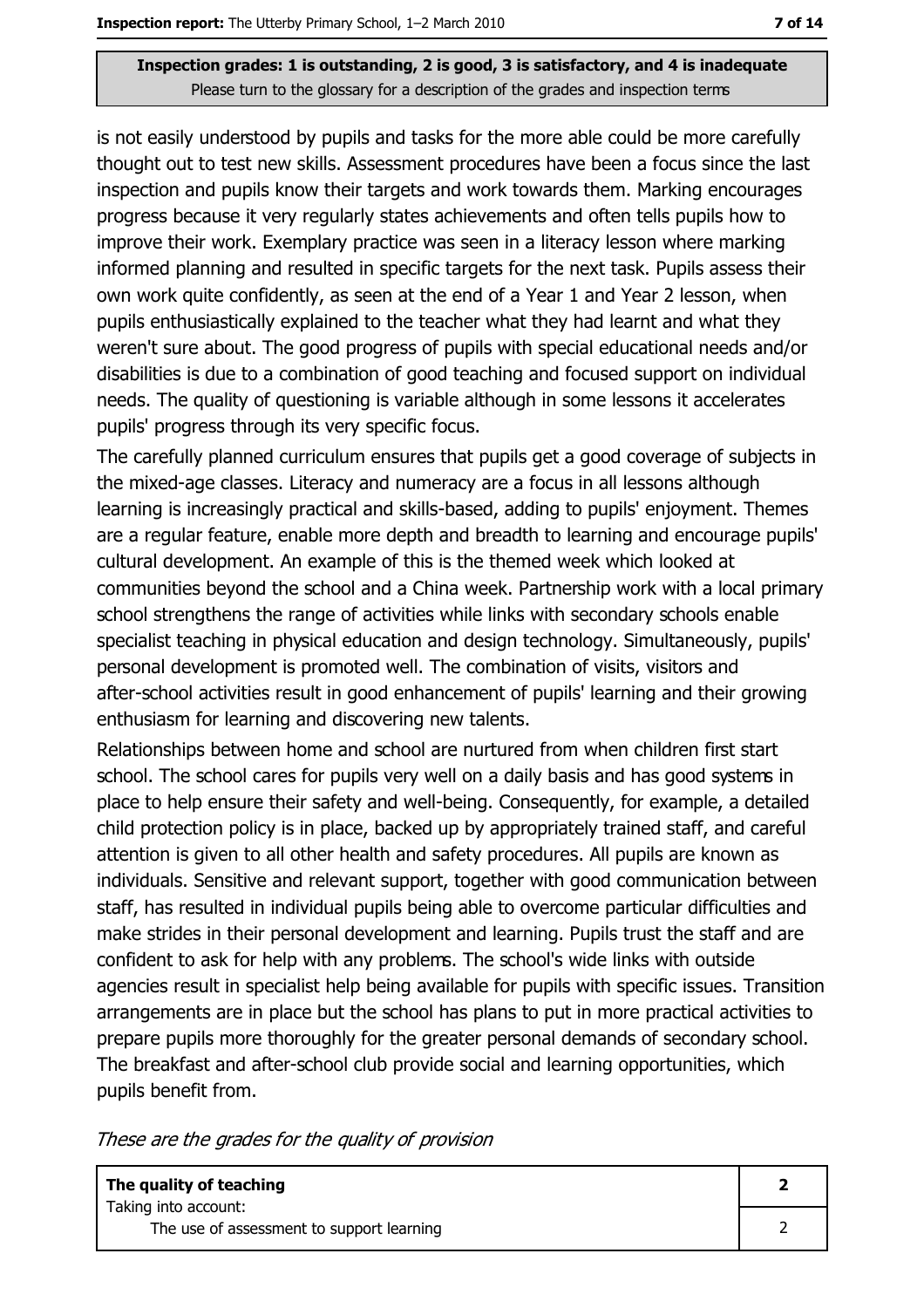is not easily understood by pupils and tasks for the more able could be more carefully thought out to test new skills. Assessment procedures have been a focus since the last inspection and pupils know their targets and work towards them. Marking encourages progress because it very regularly states achievements and often tells pupils how to improve their work. Exemplary practice was seen in a literacy lesson where marking informed planning and resulted in specific targets for the next task. Pupils assess their own work quite confidently, as seen at the end of a Year 1 and Year 2 lesson, when pupils enthusiastically explained to the teacher what they had learnt and what they weren't sure about. The good progress of pupils with special educational needs and/or disabilities is due to a combination of good teaching and focused support on individual needs. The quality of questioning is variable although in some lessons it accelerates pupils' progress through its very specific focus.

The carefully planned curriculum ensures that pupils get a good coverage of subjects in the mixed-age classes. Literacy and numeracy are a focus in all lessons although learning is increasingly practical and skills-based, adding to pupils' enjoyment. Themes are a regular feature, enable more depth and breadth to learning and encourage pupils' cultural development. An example of this is the themed week which looked at communities beyond the school and a China week. Partnership work with a local primary school strengthens the range of activities while links with secondary schools enable specialist teaching in physical education and design technology. Simultaneously, pupils' personal development is promoted well. The combination of visits, visitors and after-school activities result in good enhancement of pupils' learning and their growing enthusiasm for learning and discovering new talents.

Relationships between home and school are nurtured from when children first start school. The school cares for pupils very well on a daily basis and has good systems in place to help ensure their safety and well-being. Consequently, for example, a detailed child protection policy is in place, backed up by appropriately trained staff, and careful attention is given to all other health and safety procedures. All pupils are known as individuals. Sensitive and relevant support, together with good communication between staff, has resulted in individual pupils being able to overcome particular difficulties and make strides in their personal development and learning. Pupils trust the staff and are confident to ask for help with any problems. The school's wide links with outside agencies result in specialist help being available for pupils with specific issues. Transition arrangements are in place but the school has plans to put in more practical activities to prepare pupils more thoroughly for the greater personal demands of secondary school. The breakfast and after-school club provide social and learning opportunities, which pupils benefit from.

*These are the grades for the quality of provision*

| | |
|---|---|
| **The quality of teaching** | **2** |
| Taking into account: The use of assessment to support learning | 2 |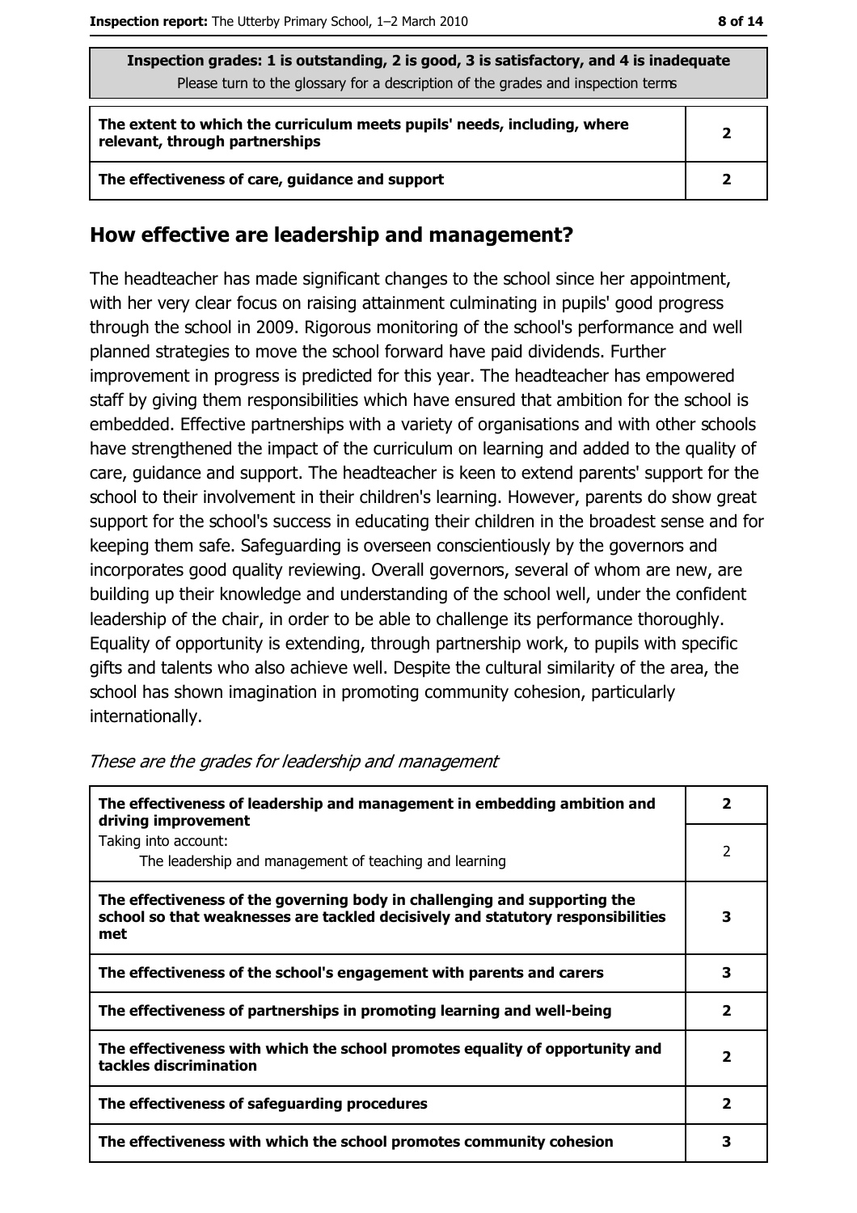| Inspection grades: 1 is outstanding, 2 is good, 3 is satisfactory, and 4 is inadequate<br>Please turn to the glossary for a description of the grades and inspection terms | |
|---|---|
| **The extent to which the curriculum meets pupils' needs, including, where relevant, through partnerships** | **2** |
| **The effectiveness of care, guidance and support** | **2** |

## How effective are leadership and management?

The headteacher has made significant changes to the school since her appointment, with her very clear focus on raising attainment culminating in pupils' good progress through the school in 2009. Rigorous monitoring of the school's performance and well planned strategies to move the school forward have paid dividends. Further improvement in progress is predicted for this year. The headteacher has empowered staff by giving them responsibilities which have ensured that ambition for the school is embedded. Effective partnerships with a variety of organisations and with other schools have strengthened the impact of the curriculum on learning and added to the quality of care, guidance and support. The headteacher is keen to extend parents' support for the school to their involvement in their children's learning. However, parents do show great support for the school's success in educating their children in the broadest sense and for keeping them safe. Safeguarding is overseen conscientiously by the governors and incorporates good quality reviewing. Overall governors, several of whom are new, are building up their knowledge and understanding of the school well, under the confident leadership of the chair, in order to be able to challenge its performance thoroughly. Equality of opportunity is extending, through partnership work, to pupils with specific gifts and talents who also achieve well. Despite the cultural similarity of the area, the school has shown imagination in promoting community cohesion, particularly internationally.

*These are the grades for leadership and management*

| | |
|---|---|
| **The effectiveness of leadership and management in embedding ambition and driving improvement** | **2** |
| Taking into account:<br>The leadership and management of teaching and learning | 2 |
| **The effectiveness of the governing body in challenging and supporting the school so that weaknesses are tackled decisively and statutory responsibilities met** | **3** |
| **The effectiveness of the school's engagement with parents and carers** | **3** |
| **The effectiveness of partnerships in promoting learning and well-being** | **2** |
| **The effectiveness with which the school promotes equality of opportunity and tackles discrimination** | **2** |
| **The effectiveness of safeguarding procedures** | **2** |
| **The effectiveness with which the school promotes community cohesion** | **3** |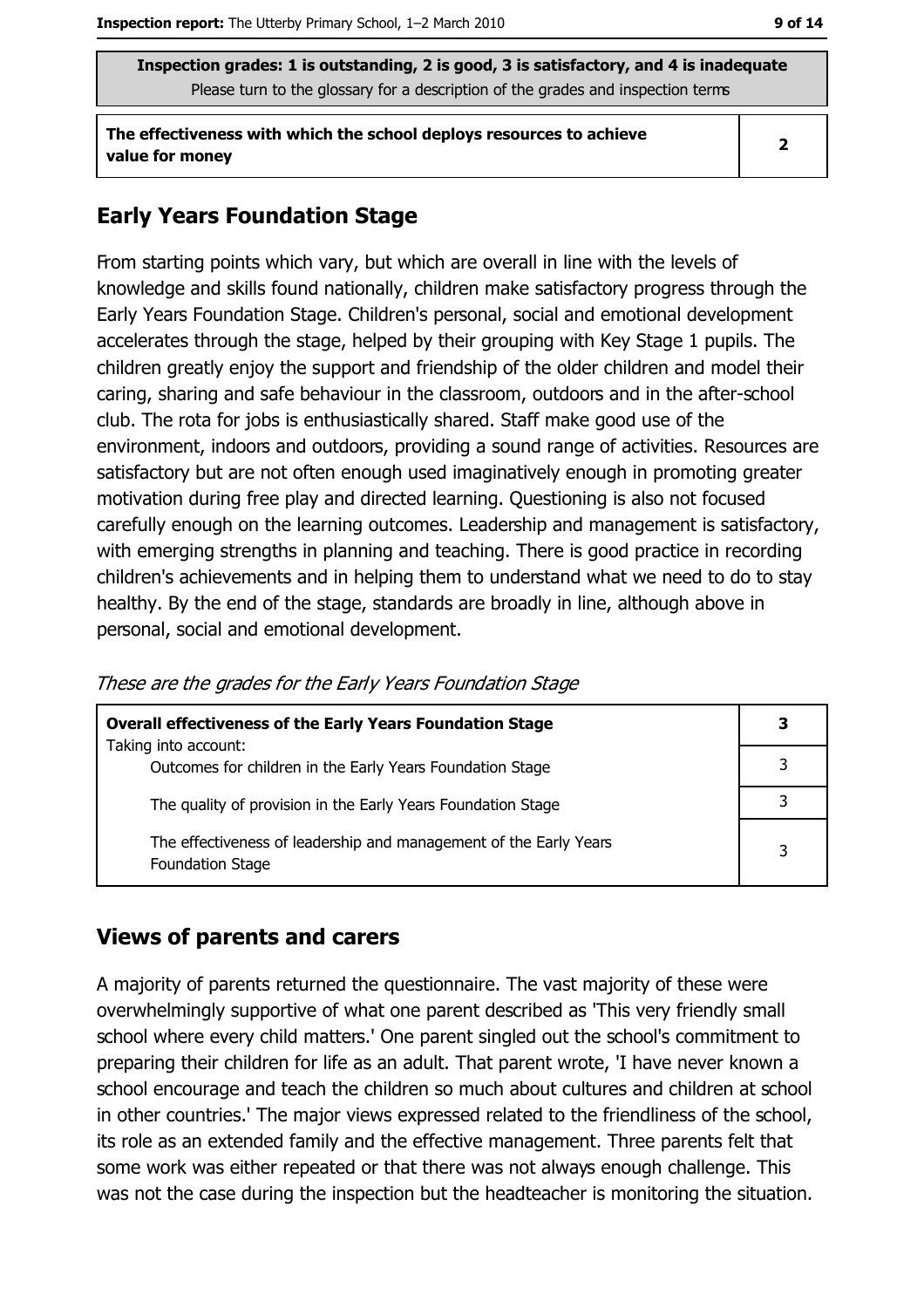**Inspection grades: 1 is outstanding, 2 is good, 3 is satisfactory, and 4 is inadequate**
Please turn to the glossary for a description of the grades and inspection terms

| The effectiveness with which the school deploys resources to achieve value for money | 2 |
|---|---|

## Early Years Foundation Stage

From starting points which vary, but which are overall in line with the levels of knowledge and skills found nationally, children make satisfactory progress through the Early Years Foundation Stage. Children's personal, social and emotional development accelerates through the stage, helped by their grouping with Key Stage 1 pupils. The children greatly enjoy the support and friendship of the older children and model their caring, sharing and safe behaviour in the classroom, outdoors and in the after-school club. The rota for jobs is enthusiastically shared. Staff make good use of the environment, indoors and outdoors, providing a sound range of activities. Resources are satisfactory but are not often enough used imaginatively enough in promoting greater motivation during free play and directed learning. Questioning is also not focused carefully enough on the learning outcomes. Leadership and management is satisfactory, with emerging strengths in planning and teaching. There is good practice in recording children's achievements and in helping them to understand what we need to do to stay healthy. By the end of the stage, standards are broadly in line, although above in personal, social and emotional development.

*These are the grades for the Early Years Foundation Stage*

| **Overall effectiveness of the Early Years Foundation Stage** Taking into account: | **3** |
|---|---|
| Outcomes for children in the Early Years Foundation Stage | 3 |
| The quality of provision in the Early Years Foundation Stage | 3 |
| The effectiveness of leadership and management of the Early Years Foundation Stage | 3 |

## Views of parents and carers

A majority of parents returned the questionnaire. The vast majority of these were overwhelmingly supportive of what one parent described as 'This very friendly small school where every child matters.' One parent singled out the school's commitment to preparing their children for life as an adult. That parent wrote, 'I have never known a school encourage and teach the children so much about cultures and children at school in other countries.' The major views expressed related to the friendliness of the school, its role as an extended family and the effective management. Three parents felt that some work was either repeated or that there was not always enough challenge. This was not the case during the inspection but the headteacher is monitoring the situation.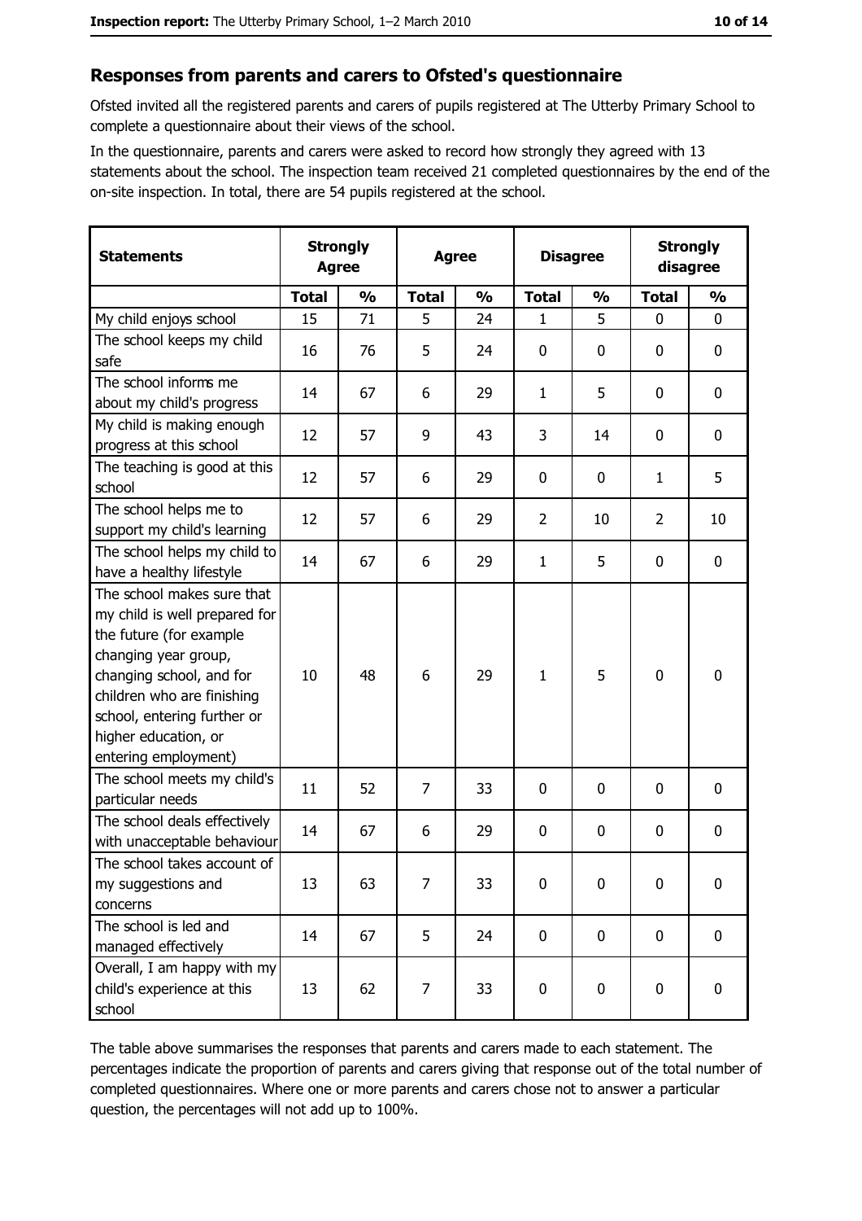## Responses from parents and carers to Ofsted's questionnaire

Ofsted invited all the registered parents and carers of pupils registered at The Utterby Primary School to complete a questionnaire about their views of the school.

In the questionnaire, parents and carers were asked to record how strongly they agreed with 13 statements about the school. The inspection team received 21 completed questionnaires by the end of the on-site inspection. In total, there are 54 pupils registered at the school.

| Statements | Strongly Agree | | Agree | | Disagree | | Strongly disagree | |
|---|---|---|---|---|---|---|---|---|
| | Total | % | Total | % | Total | % | Total | % |
| My child enjoys school | 15 | 71 | 5 | 24 | 1 | 5 | 0 | 0 |
| The school keeps my child safe | 16 | 76 | 5 | 24 | 0 | 0 | 0 | 0 |
| The school informs me about my child's progress | 14 | 67 | 6 | 29 | 1 | 5 | 0 | 0 |
| My child is making enough progress at this school | 12 | 57 | 9 | 43 | 3 | 14 | 0 | 0 |
| The teaching is good at this school | 12 | 57 | 6 | 29 | 0 | 0 | 1 | 5 |
| The school helps me to support my child's learning | 12 | 57 | 6 | 29 | 2 | 10 | 2 | 10 |
| The school helps my child to have a healthy lifestyle | 14 | 67 | 6 | 29 | 1 | 5 | 0 | 0 |
| The school makes sure that my child is well prepared for the future (for example changing year group, changing school, and for children who are finishing school, entering further or higher education, or entering employment) | 10 | 48 | 6 | 29 | 1 | 5 | 0 | 0 |
| The school meets my child's particular needs | 11 | 52 | 7 | 33 | 0 | 0 | 0 | 0 |
| The school deals effectively with unacceptable behaviour | 14 | 67 | 6 | 29 | 0 | 0 | 0 | 0 |
| The school takes account of my suggestions and concerns | 13 | 63 | 7 | 33 | 0 | 0 | 0 | 0 |
| The school is led and managed effectively | 14 | 67 | 5 | 24 | 0 | 0 | 0 | 0 |
| Overall, I am happy with my child's experience at this school | 13 | 62 | 7 | 33 | 0 | 0 | 0 | 0 |

The table above summarises the responses that parents and carers made to each statement. The percentages indicate the proportion of parents and carers giving that response out of the total number of completed questionnaires. Where one or more parents and carers chose not to answer a particular question, the percentages will not add up to 100%.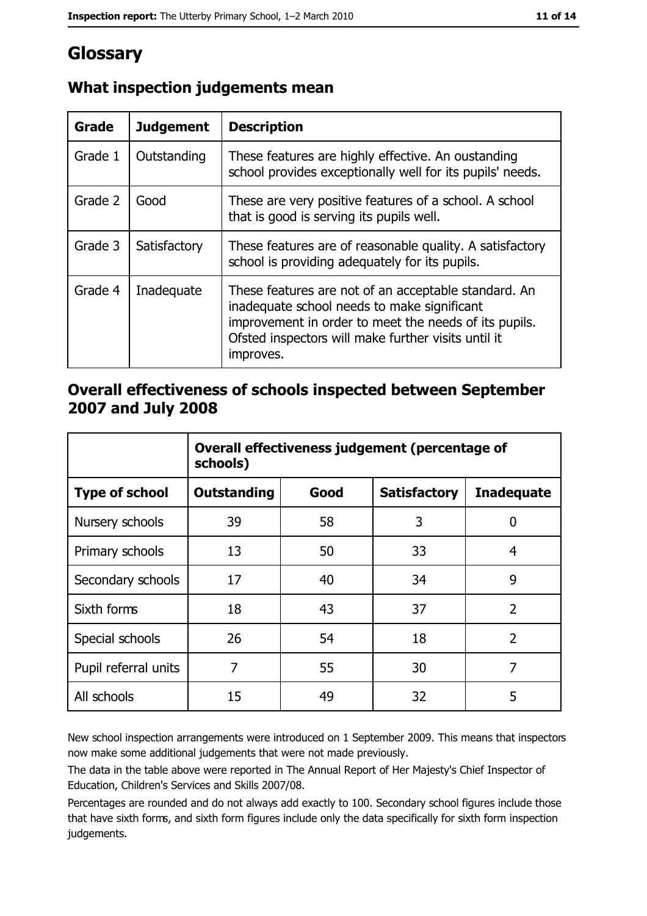# Glossary

## What inspection judgements mean

| Grade | Judgement | Description |
| --- | --- | --- |
| Grade 1 | Outstanding | These features are highly effective. An oustanding school provides exceptionally well for its pupils' needs. |
| Grade 2 | Good | These are very positive features of a school. A school that is good is serving its pupils well. |
| Grade 3 | Satisfactory | These features are of reasonable quality. A satisfactory school is providing adequately for its pupils. |
| Grade 4 | Inadequate | These features are not of an acceptable standard. An inadequate school needs to make significant improvement in order to meet the needs of its pupils. Ofsted inspectors will make further visits until it improves. |

## Overall effectiveness of schools inspected between September 2007 and July 2008

| | Overall effectiveness judgement (percentage of schools) | | | |
| --- | --- | --- | --- | --- |
| **Type of school** | **Outstanding** | **Good** | **Satisfactory** | **Inadequate** |
| Nursery schools | 39 | 58 | 3 | 0 |
| Primary schools | 13 | 50 | 33 | 4 |
| Secondary schools | 17 | 40 | 34 | 9 |
| Sixth forms | 18 | 43 | 37 | 2 |
| Special schools | 26 | 54 | 18 | 2 |
| Pupil referral units | 7 | 55 | 30 | 7 |
| All schools | 15 | 49 | 32 | 5 |

New school inspection arrangements were introduced on 1 September 2009. This means that inspectors now make some additional judgements that were not made previously.

The data in the table above were reported in The Annual Report of Her Majesty's Chief Inspector of Education, Children's Services and Skills 2007/08.

Percentages are rounded and do not always add exactly to 100. Secondary school figures include those that have sixth forms, and sixth form figures include only the data specifically for sixth form inspection judgements.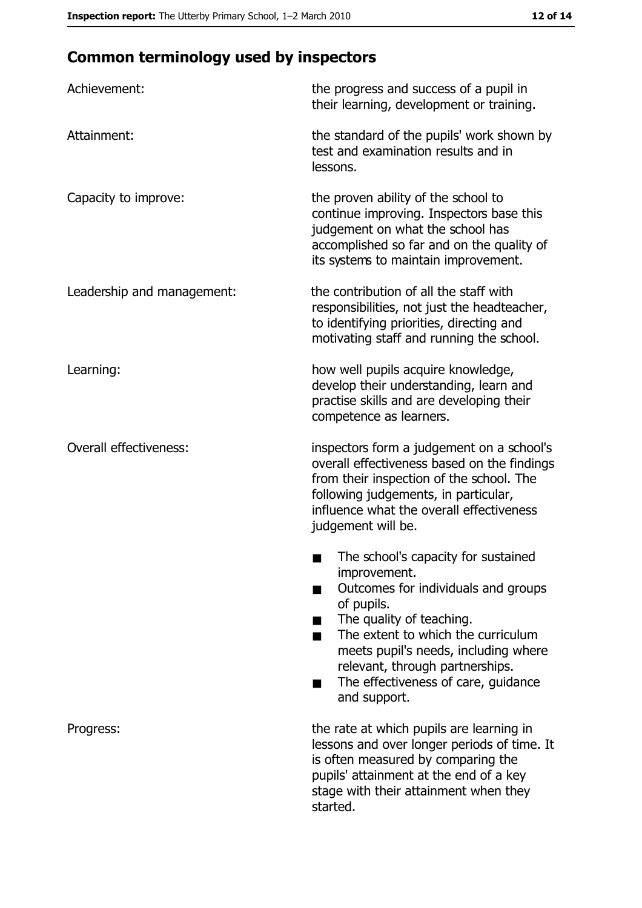## Common terminology used by inspectors

| | |
|---|---|
| Achievement: | the progress and success of a pupil in their learning, development or training. |
| Attainment: | the standard of the pupils' work shown by test and examination results and in lessons. |
| Capacity to improve: | the proven ability of the school to continue improving. Inspectors base this judgement on what the school has accomplished so far and on the quality of its systems to maintain improvement. |
| Leadership and management: | the contribution of all the staff with responsibilities, not just the headteacher, to identifying priorities, directing and motivating staff and running the school. |
| Learning: | how well pupils acquire knowledge, develop their understanding, learn and practise skills and are developing their competence as learners. |
| Overall effectiveness: | inspectors form a judgement on a school's overall effectiveness based on the findings from their inspection of the school. The following judgements, in particular, influence what the overall effectiveness judgement will be.<br>■ The school's capacity for sustained improvement.<br>■ Outcomes for individuals and groups of pupils.<br>■ The quality of teaching.<br>■ The extent to which the curriculum meets pupil's needs, including where relevant, through partnerships.<br>■ The effectiveness of care, guidance and support. |
| Progress: | the rate at which pupils are learning in lessons and over longer periods of time. It is often measured by comparing the pupils' attainment at the end of a key stage with their attainment when they started. |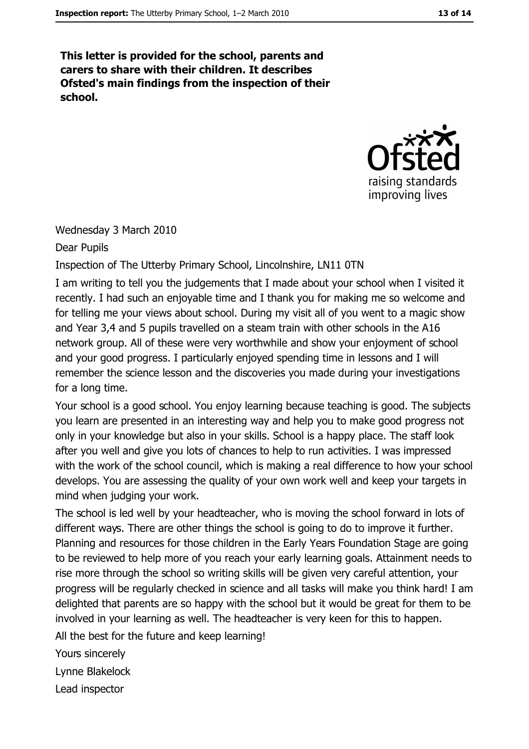**This letter is provided for the school, parents and carers to share with their children. It describes Ofsted's main findings from the inspection of their school.**

Wednesday 3 March 2010

Dear Pupils

Inspection of The Utterby Primary School, Lincolnshire, LN11 0TN

I am writing to tell you the judgements that I made about your school when I visited it recently. I had such an enjoyable time and I thank you for making me so welcome and for telling me your views about school. During my visit all of you went to a magic show and Year 3,4 and 5 pupils travelled on a steam train with other schools in the A16 network group. All of these were very worthwhile and show your enjoyment of school and your good progress. I particularly enjoyed spending time in lessons and I will remember the science lesson and the discoveries you made during your investigations for a long time.

Your school is a good school. You enjoy learning because teaching is good. The subjects you learn are presented in an interesting way and help you to make good progress not only in your knowledge but also in your skills. School is a happy place. The staff look after you well and give you lots of chances to help to run activities. I was impressed with the work of the school council, which is making a real difference to how your school develops. You are assessing the quality of your own work well and keep your targets in mind when judging your work.

The school is led well by your headteacher, who is moving the school forward in lots of different ways. There are other things the school is going to do to improve it further. Planning and resources for those children in the Early Years Foundation Stage are going to be reviewed to help more of you reach your early learning goals. Attainment needs to rise more through the school so writing skills will be given very careful attention, your progress will be regularly checked in science and all tasks will make you think hard! I am delighted that parents are so happy with the school but it would be great for them to be involved in your learning as well. The headteacher is very keen for this to happen.

All the best for the future and keep learning!

Yours sincerely

Lynne Blakelock

Lead inspector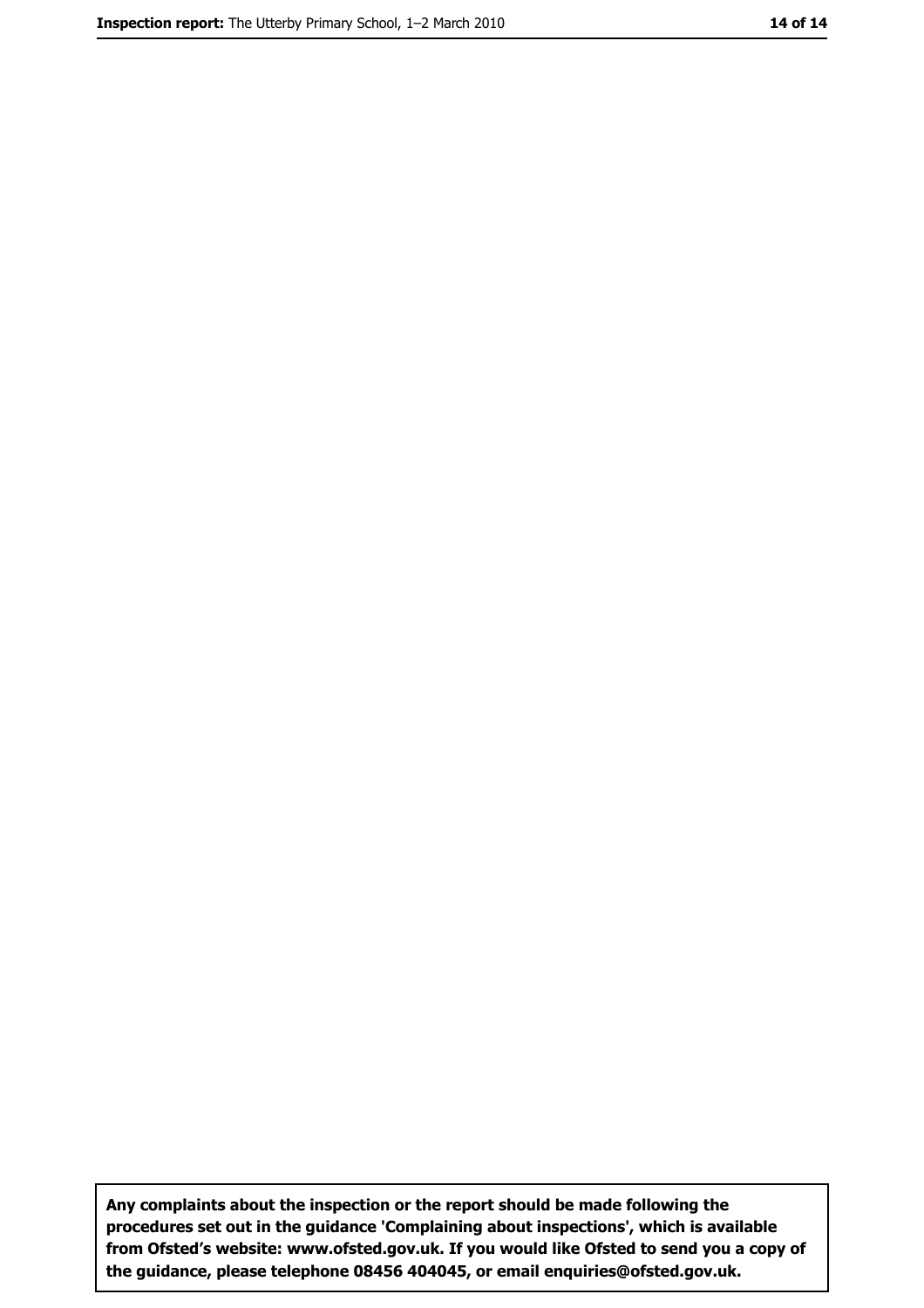**Any complaints about the inspection or the report should be made following the procedures set out in the guidance 'Complaining about inspections', which is available from Ofsted's website: www.ofsted.gov.uk. If you would like Ofsted to send you a copy of the guidance, please telephone 08456 404045, or email enquiries@ofsted.gov.uk.**